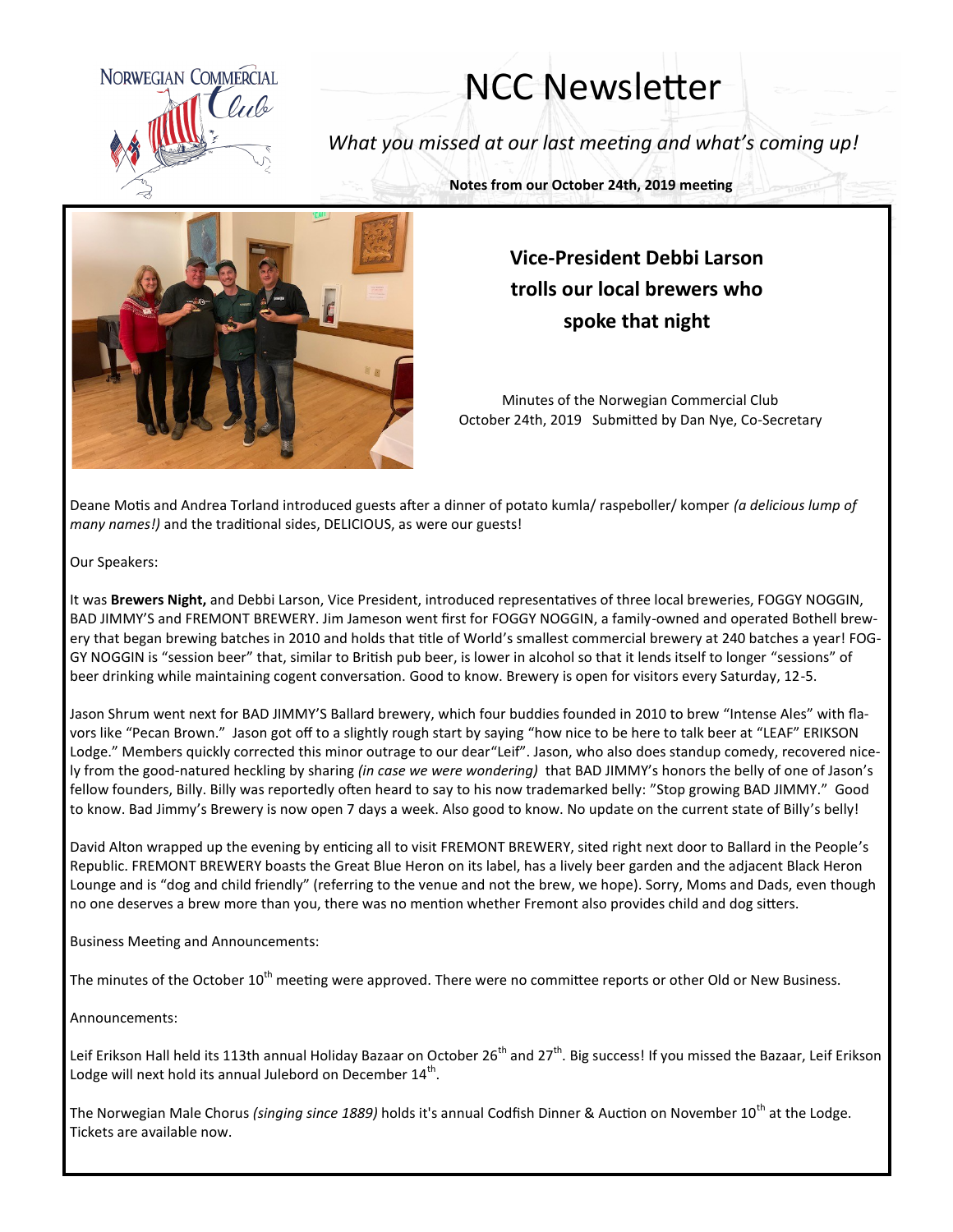Norwegian Commercial Club

# NCC Newsletter

*What you missed at our last meeting and what's coming up!*

**Notes from our October 24th, 2019 meeting**

## Vice-President Debbi Larson trolls our local brewers who spoke that night

Minutes of the Norwegian Commercial Club
October 24th, 2019 Submitted by Dan Nye, Co-Secretary

Deane Motis and Andrea Torland introduced guests after a dinner of potato kumla/ raspeboller/ komper *(a delicious lump of many names!)* and the traditional sides, DELICIOUS, as were our guests!

Our Speakers:

It was **Brewers Night,** and Debbi Larson, Vice President, introduced representatives of three local breweries, FOGGY NOGGIN, BAD JIMMY'S and FREMONT BREWERY. Jim Jameson went first for FOGGY NOGGIN, a family-owned and operated Bothell brewery that began brewing batches in 2010 and holds that title of World's smallest commercial brewery at 240 batches a year! FOGGY NOGGIN is "session beer" that, similar to British pub beer, is lower in alcohol so that it lends itself to longer "sessions" of beer drinking while maintaining cogent conversation. Good to know. Brewery is open for visitors every Saturday, 12-5.

Jason Shrum went next for BAD JIMMY'S Ballard brewery, which four buddies founded in 2010 to brew "Intense Ales" with flavors like "Pecan Brown." Jason got off to a slightly rough start by saying "how nice to be here to talk beer at "LEAF" ERIKSON Lodge." Members quickly corrected this minor outrage to our dear"Leif". Jason, who also does standup comedy, recovered nicely from the good-natured heckling by sharing *(in case we were wondering)* that BAD JIMMY's honors the belly of one of Jason's fellow founders, Billy. Billy was reportedly often heard to say to his now trademarked belly: "Stop growing BAD JIMMY." Good to know. Bad Jimmy's Brewery is now open 7 days a week. Also good to know. No update on the current state of Billy's belly!

David Alton wrapped up the evening by enticing all to visit FREMONT BREWERY, sited right next door to Ballard in the People's Republic. FREMONT BREWERY boasts the Great Blue Heron on its label, has a lively beer garden and the adjacent Black Heron Lounge and is "dog and child friendly" (referring to the venue and not the brew, we hope). Sorry, Moms and Dads, even though no one deserves a brew more than you, there was no mention whether Fremont also provides child and dog sitters.

Business Meeting and Announcements:

The minutes of the October 10th meeting were approved. There were no committee reports or other Old or New Business.

Announcements:

Leif Erikson Hall held its 113th annual Holiday Bazaar on October 26th and 27th. Big success! If you missed the Bazaar, Leif Erikson Lodge will next hold its annual Julebord on December 14th.

The Norwegian Male Chorus *(singing since 1889)* holds it's annual Codfish Dinner & Auction on November 10th at the Lodge. Tickets are available now.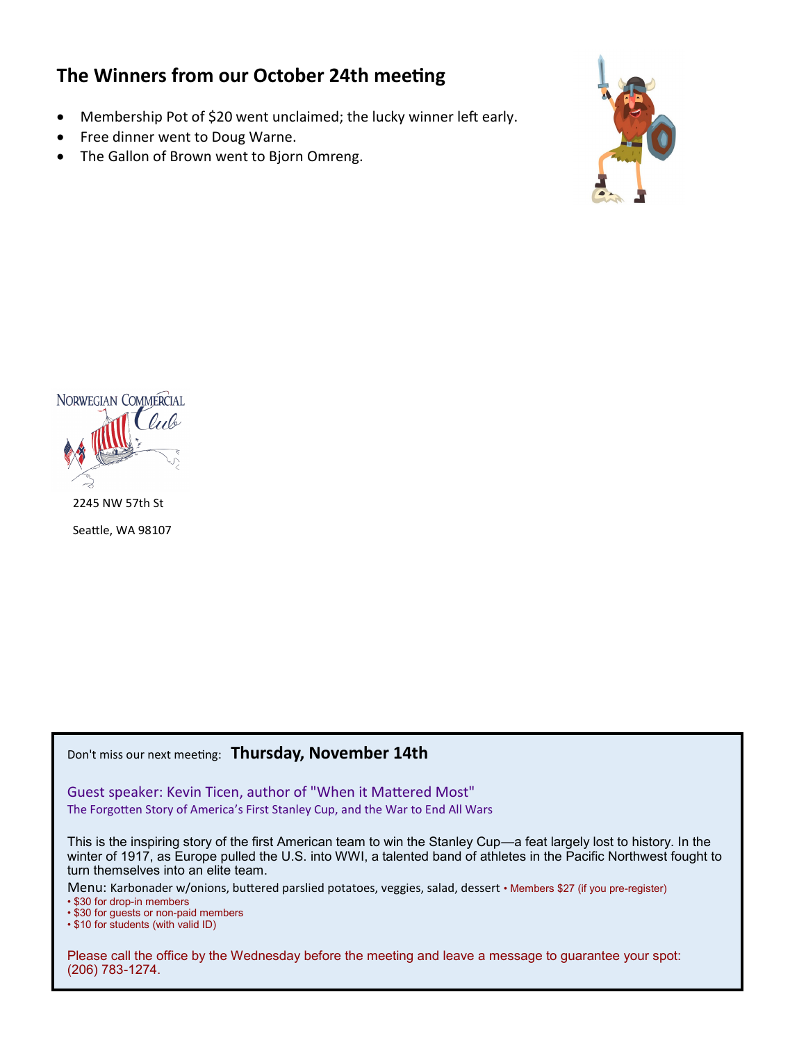## The Winners from our October 24th meeting

- Membership Pot of $20 went unclaimed; the lucky winner left early.
- Free dinner went to Doug Warne.
- The Gallon of Brown went to Bjorn Omreng.

Norwegian Commercial Club

2245 NW 57th St

Seattle, WA 98107

Don't miss our next meeting: **Thursday, November 14th**

Guest speaker: Kevin Ticen, author of "When it Mattered Most"
The Forgotten Story of America's First Stanley Cup, and the War to End All Wars

This is the inspiring story of the first American team to win the Stanley Cup—a feat largely lost to history. In the winter of 1917, as Europe pulled the U.S. into WWI, a talented band of athletes in the Pacific Northwest fought to turn themselves into an elite team.

Menu: Karbonader w/onions, buttered parslied potatoes, veggies, salad, dessert • Members $27 (if you pre-register)
• $30 for drop-in members
• $30 for guests or non-paid members
• $10 for students (with valid ID)

Please call the office by the Wednesday before the meeting and leave a message to guarantee your spot: (206) 783-1274.